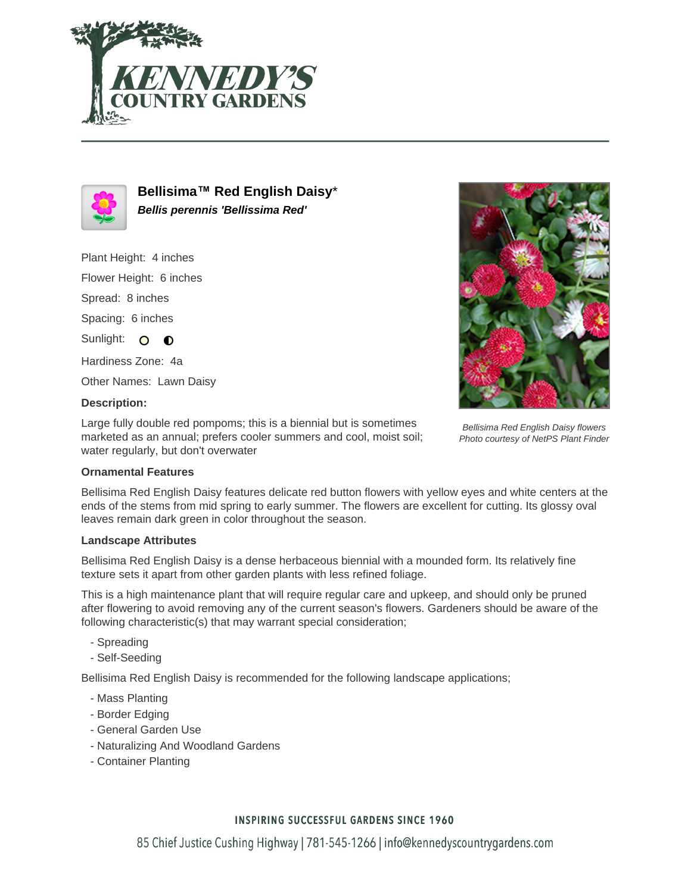# Bellisima™ Red English Daisy*

***Bellis perennis 'Bellissima Red'***

Plant Height: 4 inches

Flower Height: 6 inches

Spread: 8 inches

Spacing: 6 inches

Sunlight:

Hardiness Zone: 4a

Other Names: Lawn Daisy

**Description:**

Large fully double red pompoms; this is a biennial but is sometimes marketed as an annual; prefers cooler summers and cool, moist soil; water regularly, but don't overwater

*Bellisima Red English Daisy flowers*
*Photo courtesy of NetPS Plant Finder*

### Ornamental Features

Bellisima Red English Daisy features delicate red button flowers with yellow eyes and white centers at the ends of the stems from mid spring to early summer. The flowers are excellent for cutting. Its glossy oval leaves remain dark green in color throughout the season.

### Landscape Attributes

Bellisima Red English Daisy is a dense herbaceous biennial with a mounded form. Its relatively fine texture sets it apart from other garden plants with less refined foliage.

This is a high maintenance plant that will require regular care and upkeep, and should only be pruned after flowering to avoid removing any of the current season's flowers. Gardeners should be aware of the following characteristic(s) that may warrant special consideration;

- Spreading
- Self-Seeding

Bellisima Red English Daisy is recommended for the following landscape applications;

- Mass Planting
- Border Edging
- General Garden Use
- Naturalizing And Woodland Gardens
- Container Planting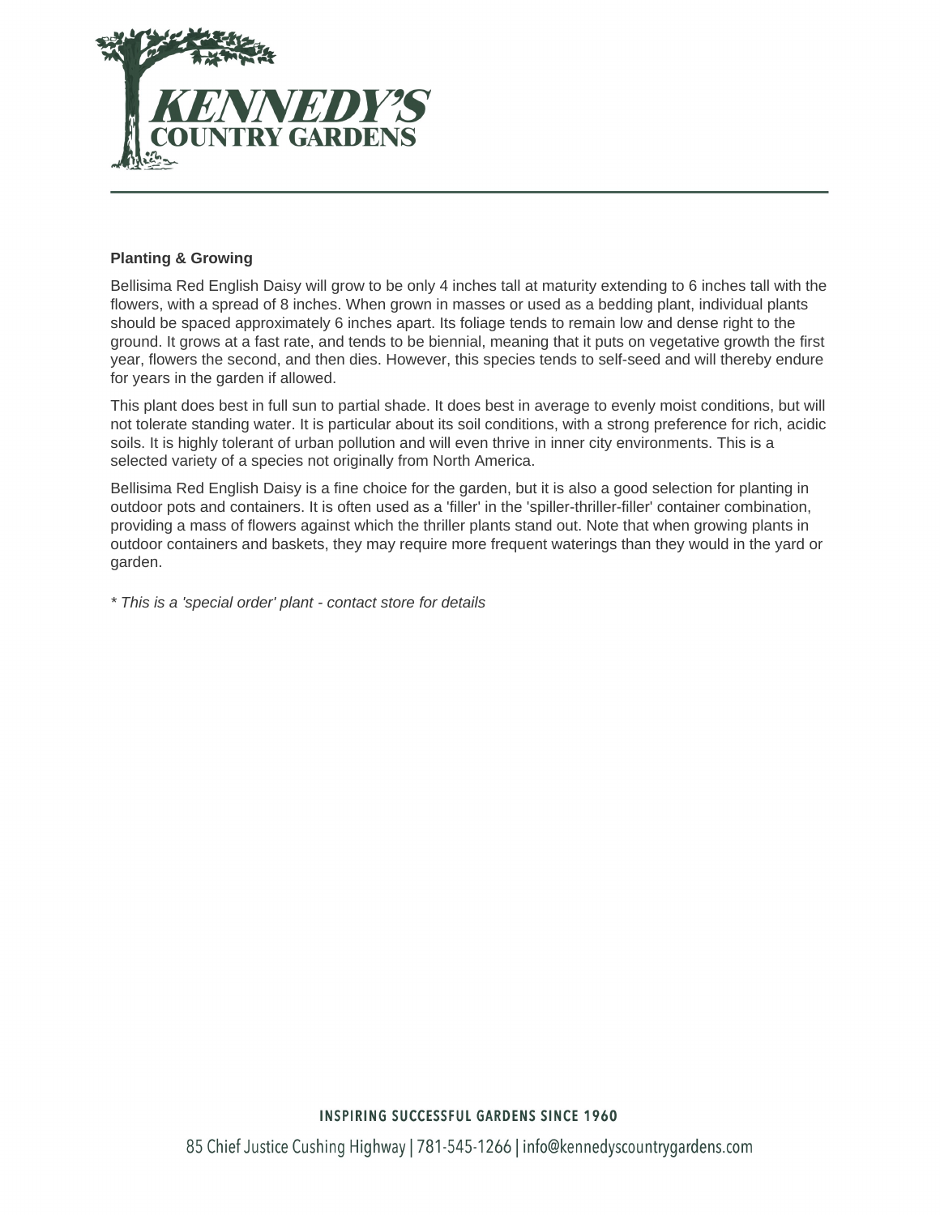**Planting & Growing**

Bellisima Red English Daisy will grow to be only 4 inches tall at maturity extending to 6 inches tall with the flowers, with a spread of 8 inches. When grown in masses or used as a bedding plant, individual plants should be spaced approximately 6 inches apart. Its foliage tends to remain low and dense right to the ground. It grows at a fast rate, and tends to be biennial, meaning that it puts on vegetative growth the first year, flowers the second, and then dies. However, this species tends to self-seed and will thereby endure for years in the garden if allowed.

This plant does best in full sun to partial shade. It does best in average to evenly moist conditions, but will not tolerate standing water. It is particular about its soil conditions, with a strong preference for rich, acidic soils. It is highly tolerant of urban pollution and will even thrive in inner city environments. This is a selected variety of a species not originally from North America.

Bellisima Red English Daisy is a fine choice for the garden, but it is also a good selection for planting in outdoor pots and containers. It is often used as a 'filler' in the 'spiller-thriller-filler' container combination, providing a mass of flowers against which the thriller plants stand out. Note that when growing plants in outdoor containers and baskets, they may require more frequent waterings than they would in the yard or garden.

*\* This is a 'special order' plant - contact store for details*